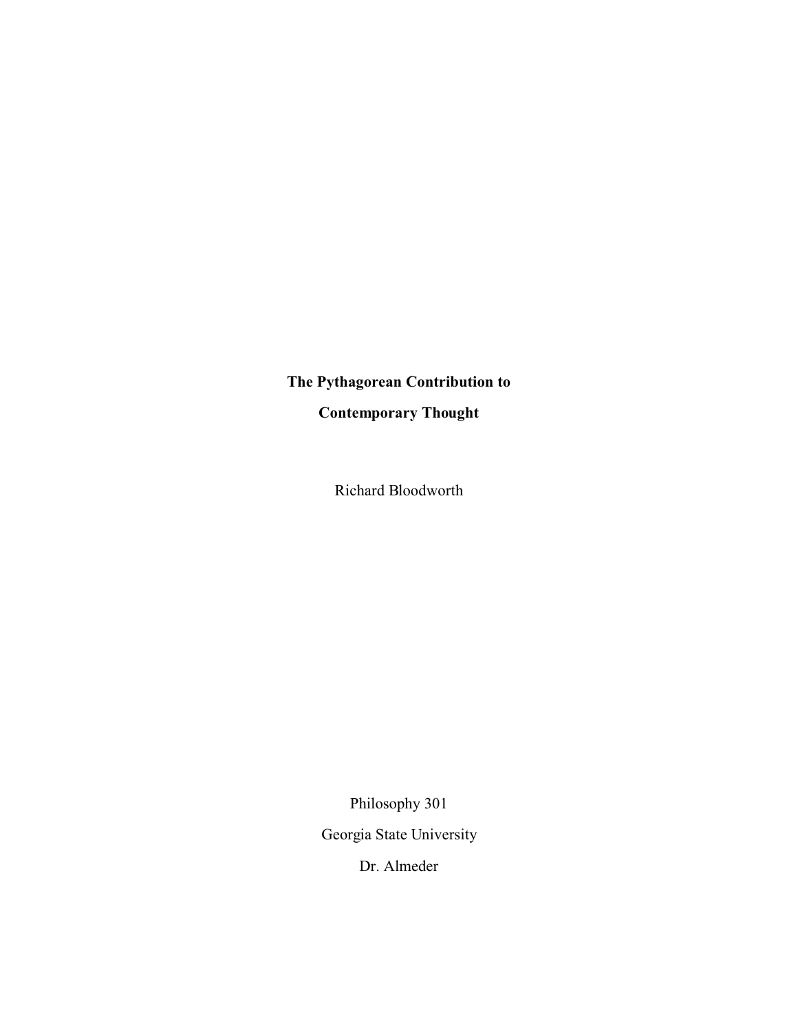# The Pythagorean Contribution to Contemporary Thought

Richard Bloodworth

Philosophy 301

Georgia State University

Dr. Almeder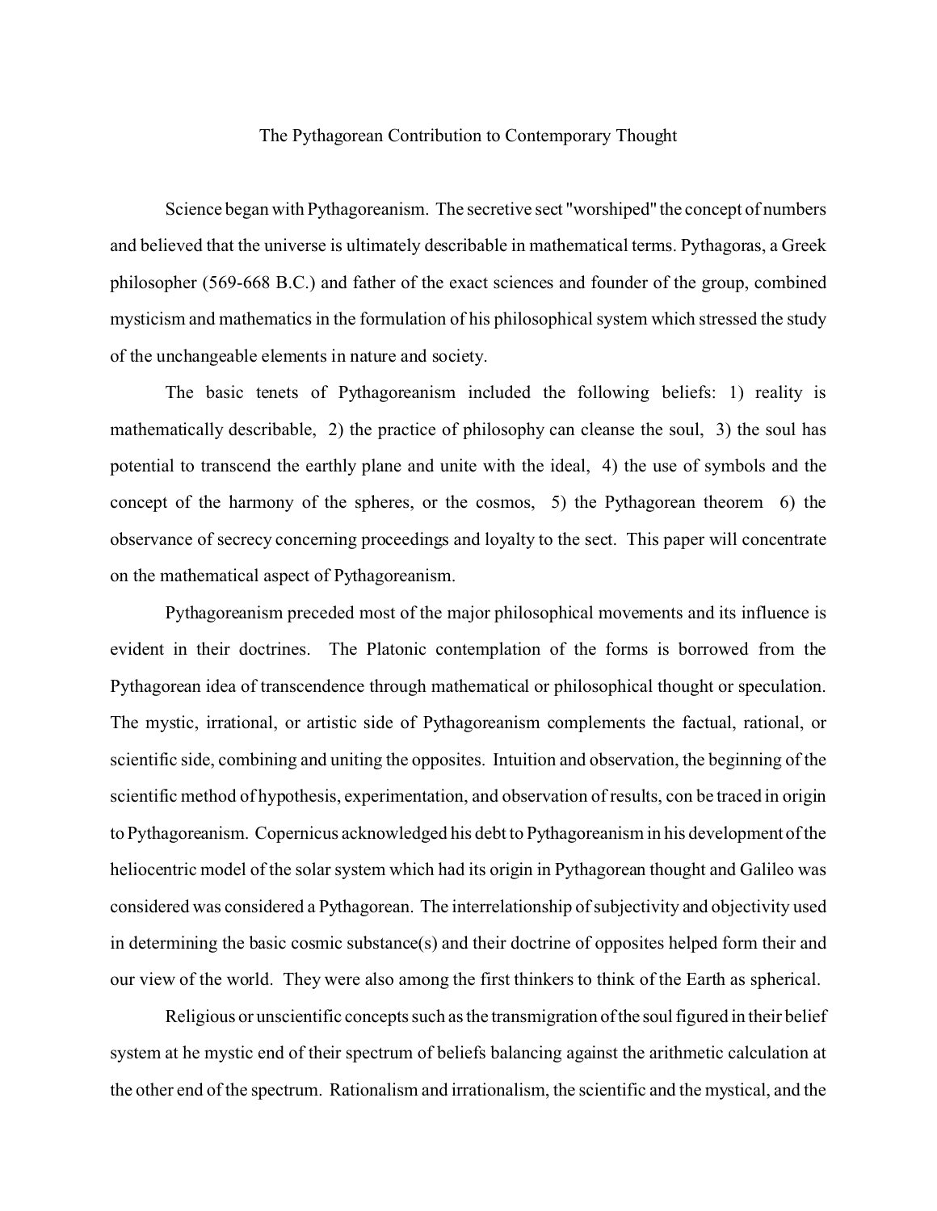# The Pythagorean Contribution to Contemporary Thought

Science began with Pythagoreanism. The secretive sect "worshiped" the concept of numbers and believed that the universe is ultimately describable in mathematical terms. Pythagoras, a Greek philosopher (569-668 B.C.) and father of the exact sciences and founder of the group, combined mysticism and mathematics in the formulation of his philosophical system which stressed the study of the unchangeable elements in nature and society.

The basic tenets of Pythagoreanism included the following beliefs: 1) reality is mathematically describable, 2) the practice of philosophy can cleanse the soul, 3) the soul has potential to transcend the earthly plane and unite with the ideal, 4) the use of symbols and the concept of the harmony of the spheres, or the cosmos, 5) the Pythagorean theorem 6) the observance of secrecy concerning proceedings and loyalty to the sect. This paper will concentrate on the mathematical aspect of Pythagoreanism.

Pythagoreanism preceded most of the major philosophical movements and its influence is evident in their doctrines. The Platonic contemplation of the forms is borrowed from the Pythagorean idea of transcendence through mathematical or philosophical thought or speculation. The mystic, irrational, or artistic side of Pythagoreanism complements the factual, rational, or scientific side, combining and uniting the opposites. Intuition and observation, the beginning of the scientific method of hypothesis, experimentation, and observation of results, con be traced in origin to Pythagoreanism. Copernicus acknowledged his debt to Pythagoreanism in his development of the heliocentric model of the solar system which had its origin in Pythagorean thought and Galileo was considered was considered a Pythagorean. The interrelationship of subjectivity and objectivity used in determining the basic cosmic substance(s) and their doctrine of opposites helped form their and our view of the world. They were also among the first thinkers to think of the Earth as spherical.

Religious or unscientific concepts such as the transmigration of the soul figured in their belief system at he mystic end of their spectrum of beliefs balancing against the arithmetic calculation at the other end of the spectrum. Rationalism and irrationalism, the scientific and the mystical, and the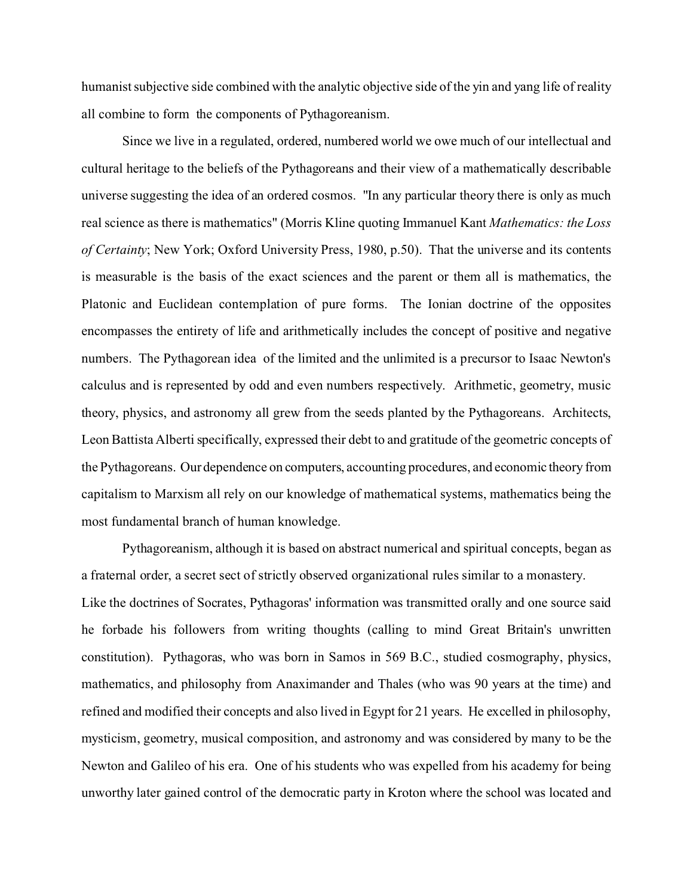humanist subjective side combined with the analytic objective side of the yin and yang life of reality all combine to form the components of Pythagoreanism.

Since we live in a regulated, ordered, numbered world we owe much of our intellectual and cultural heritage to the beliefs of the Pythagoreans and their view of a mathematically describable universe suggesting the idea of an ordered cosmos. "In any particular theory there is only as much real science as there is mathematics" (Morris Kline quoting Immanuel Kant *Mathematics: the Loss of Certainty*; New York; Oxford University Press, 1980, p.50). That the universe and its contents is measurable is the basis of the exact sciences and the parent or them all is mathematics, the Platonic and Euclidean contemplation of pure forms. The Ionian doctrine of the opposites encompasses the entirety of life and arithmetically includes the concept of positive and negative numbers. The Pythagorean idea of the limited and the unlimited is a precursor to Isaac Newton's calculus and is represented by odd and even numbers respectively. Arithmetic, geometry, music theory, physics, and astronomy all grew from the seeds planted by the Pythagoreans. Architects, Leon Battista Alberti specifically, expressed their debt to and gratitude of the geometric concepts of the Pythagoreans. Our dependence on computers, accounting procedures, and economic theory from capitalism to Marxism all rely on our knowledge of mathematical systems, mathematics being the most fundamental branch of human knowledge.

Pythagoreanism, although it is based on abstract numerical and spiritual concepts, began as a fraternal order, a secret sect of strictly observed organizational rules similar to a monastery. Like the doctrines of Socrates, Pythagoras' information was transmitted orally and one source said he forbade his followers from writing thoughts (calling to mind Great Britain's unwritten constitution). Pythagoras, who was born in Samos in 569 B.C., studied cosmography, physics, mathematics, and philosophy from Anaximander and Thales (who was 90 years at the time) and refined and modified their concepts and also lived in Egypt for 21 years. He excelled in philosophy, mysticism, geometry, musical composition, and astronomy and was considered by many to be the Newton and Galileo of his era. One of his students who was expelled from his academy for being unworthy later gained control of the democratic party in Kroton where the school was located and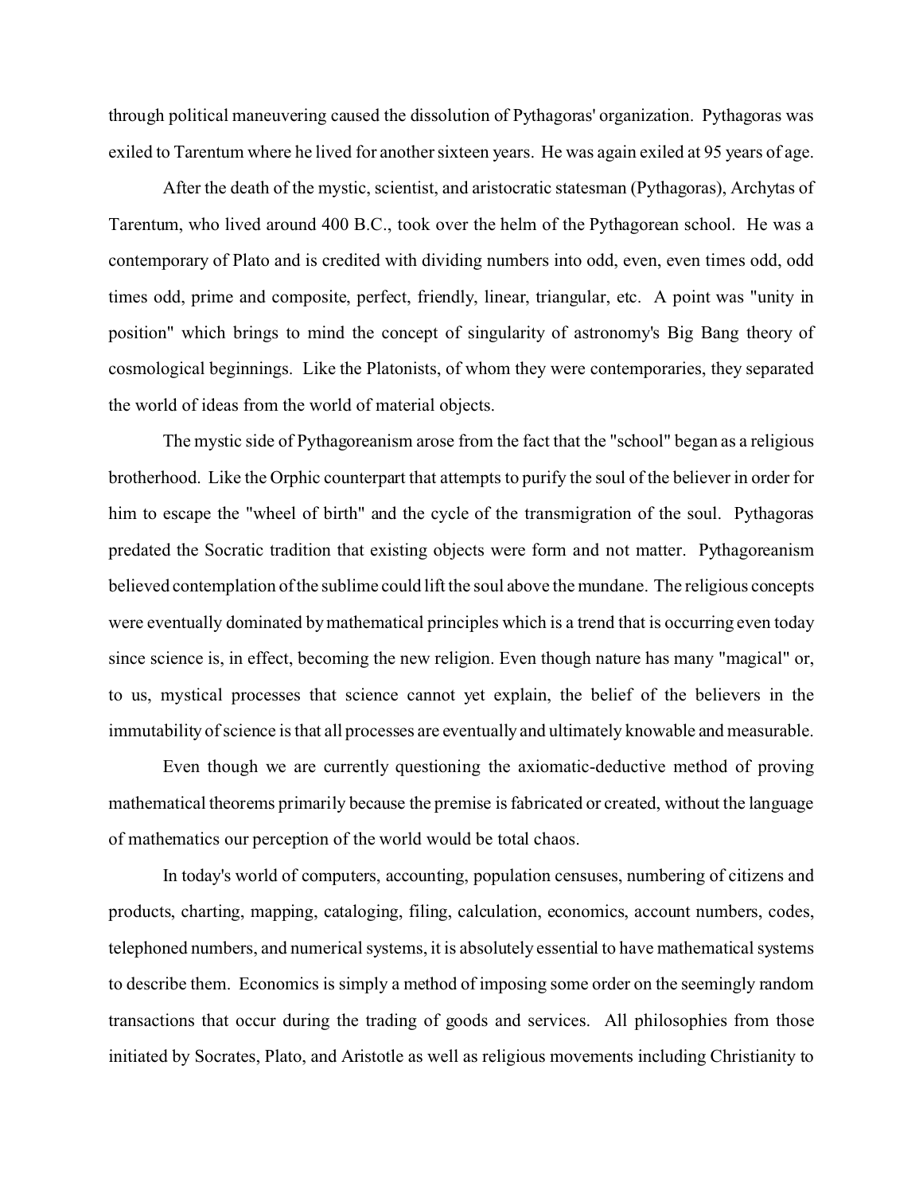through political maneuvering caused the dissolution of Pythagoras' organization. Pythagoras was exiled to Tarentum where he lived for another sixteen years. He was again exiled at 95 years of age.

After the death of the mystic, scientist, and aristocratic statesman (Pythagoras), Archytas of Tarentum, who lived around 400 B.C., took over the helm of the Pythagorean school. He was a contemporary of Plato and is credited with dividing numbers into odd, even, even times odd, odd times odd, prime and composite, perfect, friendly, linear, triangular, etc. A point was "unity in position" which brings to mind the concept of singularity of astronomy's Big Bang theory of cosmological beginnings. Like the Platonists, of whom they were contemporaries, they separated the world of ideas from the world of material objects.

The mystic side of Pythagoreanism arose from the fact that the "school" began as a religious brotherhood. Like the Orphic counterpart that attempts to purify the soul of the believer in order for him to escape the "wheel of birth" and the cycle of the transmigration of the soul. Pythagoras predated the Socratic tradition that existing objects were form and not matter. Pythagoreanism believed contemplation of the sublime could lift the soul above the mundane. The religious concepts were eventually dominated by mathematical principles which is a trend that is occurring even today since science is, in effect, becoming the new religion. Even though nature has many "magical" or, to us, mystical processes that science cannot yet explain, the belief of the believers in the immutability of science is that all processes are eventually and ultimately knowable and measurable.

Even though we are currently questioning the axiomatic-deductive method of proving mathematical theorems primarily because the premise is fabricated or created, without the language of mathematics our perception of the world would be total chaos.

In today's world of computers, accounting, population censuses, numbering of citizens and products, charting, mapping, cataloging, filing, calculation, economics, account numbers, codes, telephoned numbers, and numerical systems, it is absolutely essential to have mathematical systems to describe them. Economics is simply a method of imposing some order on the seemingly random transactions that occur during the trading of goods and services. All philosophies from those initiated by Socrates, Plato, and Aristotle as well as religious movements including Christianity to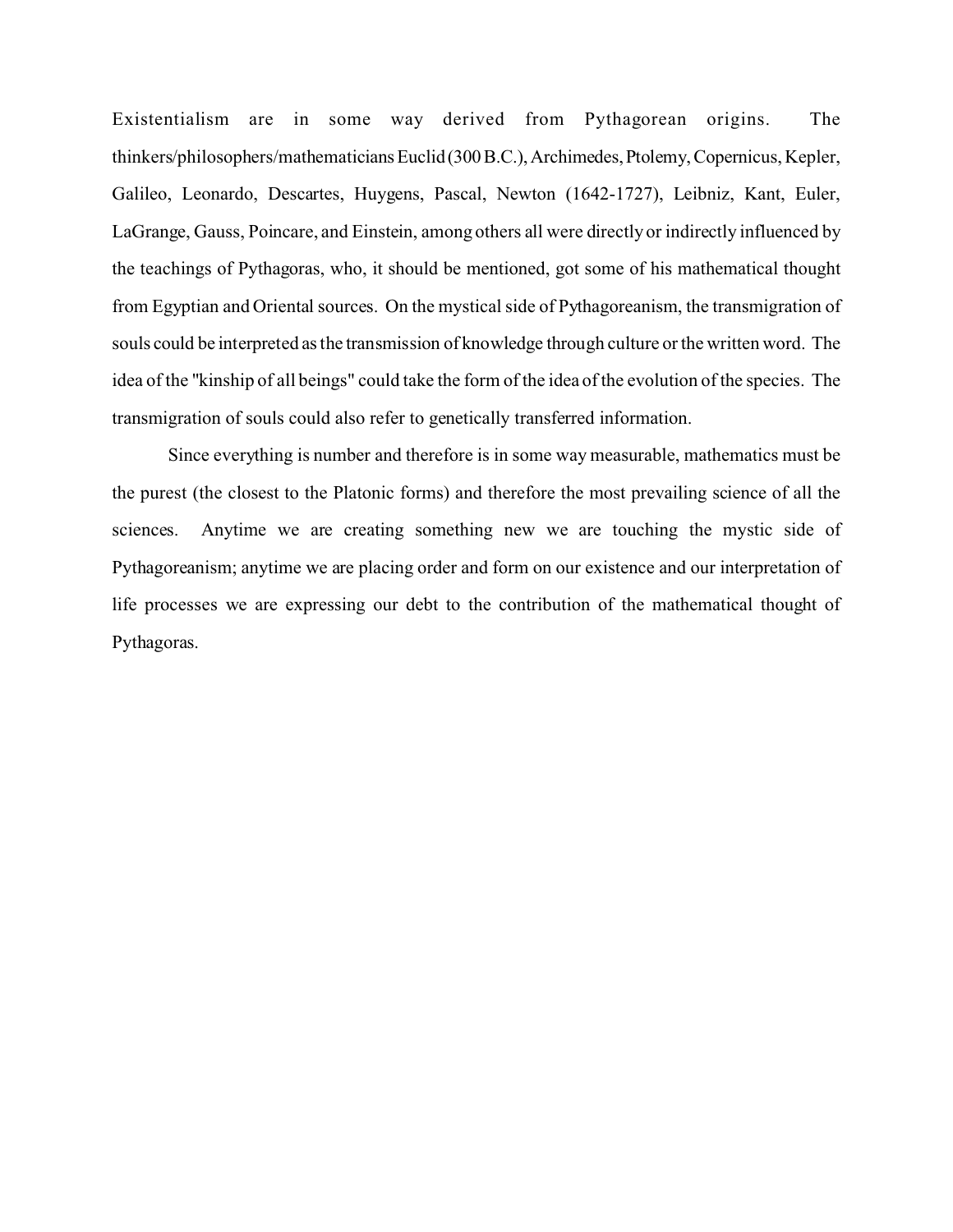Existentialism are in some way derived from Pythagorean origins. The thinkers/philosophers/mathematicians Euclid (300 B.C.), Archimedes, Ptolemy, Copernicus, Kepler, Galileo, Leonardo, Descartes, Huygens, Pascal, Newton (1642-1727), Leibniz, Kant, Euler, LaGrange, Gauss, Poincare, and Einstein, among others all were directly or indirectly influenced by the teachings of Pythagoras, who, it should be mentioned, got some of his mathematical thought from Egyptian and Oriental sources. On the mystical side of Pythagoreanism, the transmigration of souls could be interpreted as the transmission of knowledge through culture or the written word. The idea of the "kinship of all beings" could take the form of the idea of the evolution of the species. The transmigration of souls could also refer to genetically transferred information.

Since everything is number and therefore is in some way measurable, mathematics must be the purest (the closest to the Platonic forms) and therefore the most prevailing science of all the sciences. Anytime we are creating something new we are touching the mystic side of Pythagoreanism; anytime we are placing order and form on our existence and our interpretation of life processes we are expressing our debt to the contribution of the mathematical thought of Pythagoras.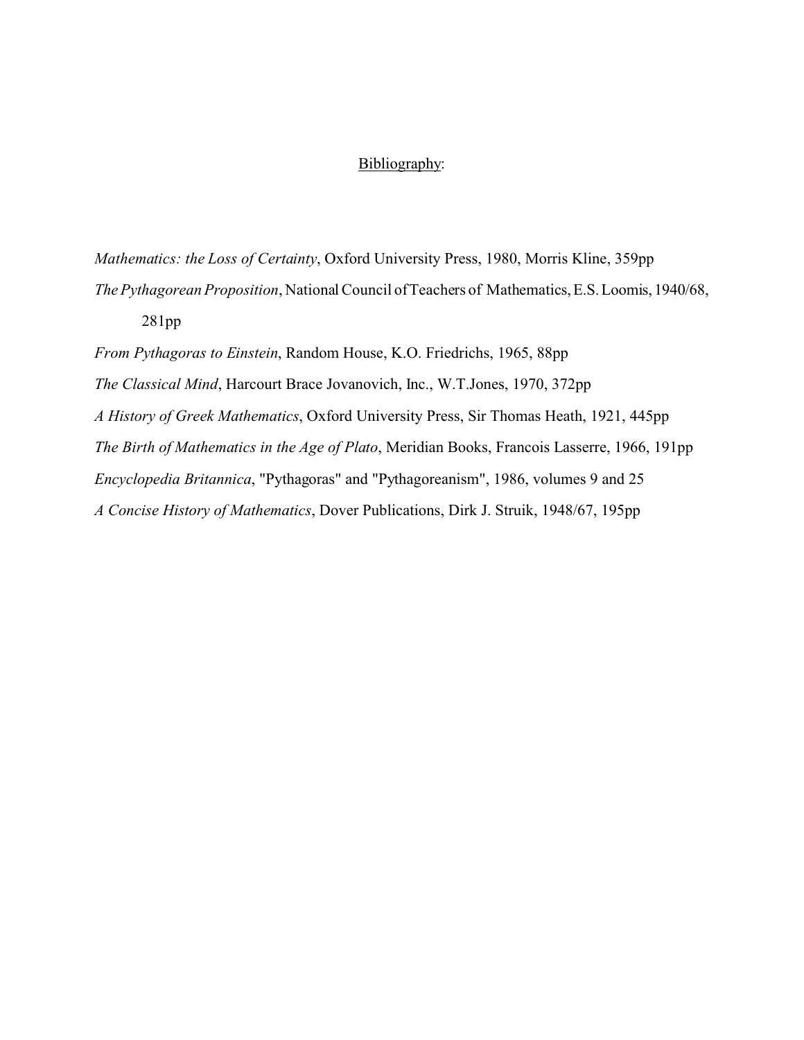Bibliography:

*Mathematics: the Loss of Certainty*, Oxford University Press, 1980, Morris Kline, 359pp

*The Pythagorean Proposition*, National Council of Teachers of Mathematics, E.S. Loomis, 1940/68, 281pp

*From Pythagoras to Einstein*, Random House, K.O. Friedrichs, 1965, 88pp

*The Classical Mind*, Harcourt Brace Jovanovich, Inc., W.T.Jones, 1970, 372pp

*A History of Greek Mathematics*, Oxford University Press, Sir Thomas Heath, 1921, 445pp

*The Birth of Mathematics in the Age of Plato*, Meridian Books, Francois Lasserre, 1966, 191pp

*Encyclopedia Britannica*, "Pythagoras" and "Pythagoreanism", 1986, volumes 9 and 25

*A Concise History of Mathematics*, Dover Publications, Dirk J. Struik, 1948/67, 195pp